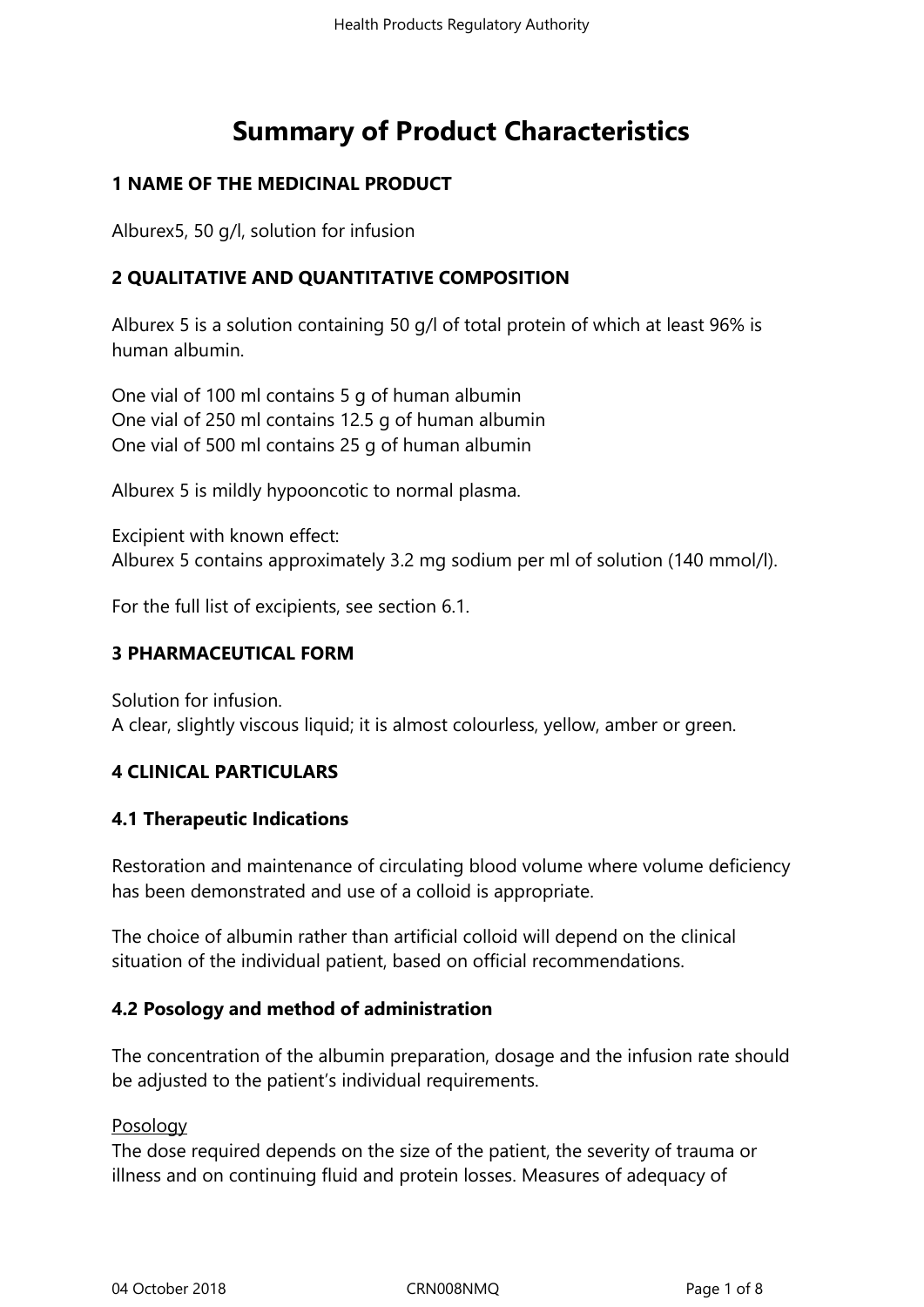# Summary of Product Characteristics

## 1 NAME OF THE MEDICINAL PRODUCT

Alburex5, 50 g/l, solution for infusion

## 2 QUALITATIVE AND QUANTITATIVE COMPOSITION

Alburex 5 is a solution containing 50 g/l of total protein of which at least 96% is human albumin.

One vial of 100 ml contains 5 g of human albumin
One vial of 250 ml contains 12.5 g of human albumin
One vial of 500 ml contains 25 g of human albumin

Alburex 5 is mildly hypooncotic to normal plasma.

Excipient with known effect:
Alburex 5 contains approximately 3.2 mg sodium per ml of solution (140 mmol/l).

For the full list of excipients, see section 6.1.

## 3 PHARMACEUTICAL FORM

Solution for infusion.
A clear, slightly viscous liquid; it is almost colourless, yellow, amber or green.

## 4 CLINICAL PARTICULARS

### 4.1 Therapeutic Indications

Restoration and maintenance of circulating blood volume where volume deficiency has been demonstrated and use of a colloid is appropriate.

The choice of albumin rather than artificial colloid will depend on the clinical situation of the individual patient, based on official recommendations.

### 4.2 Posology and method of administration

The concentration of the albumin preparation, dosage and the infusion rate should be adjusted to the patient's individual requirements.

Posology
The dose required depends on the size of the patient, the severity of trauma or illness and on continuing fluid and protein losses. Measures of adequacy of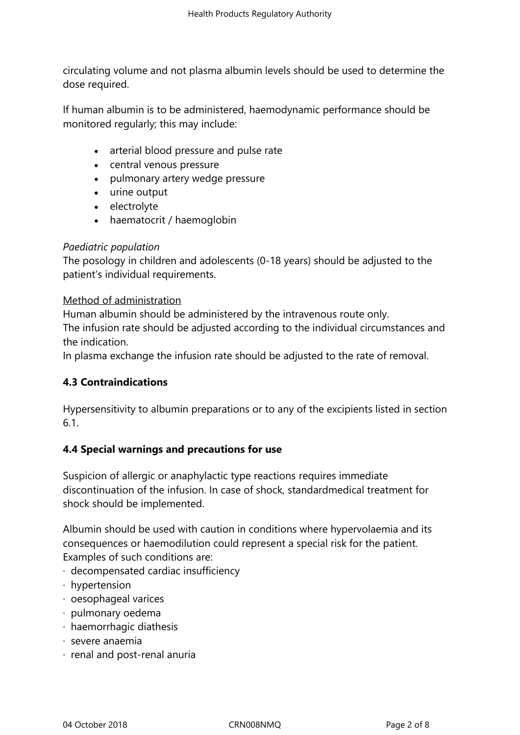circulating volume and not plasma albumin levels should be used to determine the dose required.

If human albumin is to be administered, haemodynamic performance should be monitored regularly; this may include:

- arterial blood pressure and pulse rate
- central venous pressure
- pulmonary artery wedge pressure
- urine output
- electrolyte
- haematocrit / haemoglobin

*Paediatric population*
The posology in children and adolescents (0-18 years) should be adjusted to the patient's individual requirements.

<u>Method of administration</u>
Human albumin should be administered by the intravenous route only.
The infusion rate should be adjusted according to the individual circumstances and the indication.
In plasma exchange the infusion rate should be adjusted to the rate of removal.

### 4.3 Contraindications

Hypersensitivity to albumin preparations or to any of the excipients listed in section 6.1.

### 4.4 Special warnings and precautions for use

Suspicion of allergic or anaphylactic type reactions requires immediate discontinuation of the infusion. In case of shock, standardmedical treatment for shock should be implemented.

Albumin should be used with caution in conditions where hypervolaemia and its consequences or haemodilution could represent a special risk for the patient. Examples of such conditions are:

- decompensated cardiac insufficiency
- hypertension
- oesophageal varices
- pulmonary oedema
- haemorrhagic diathesis
- severe anaemia
- renal and post-renal anuria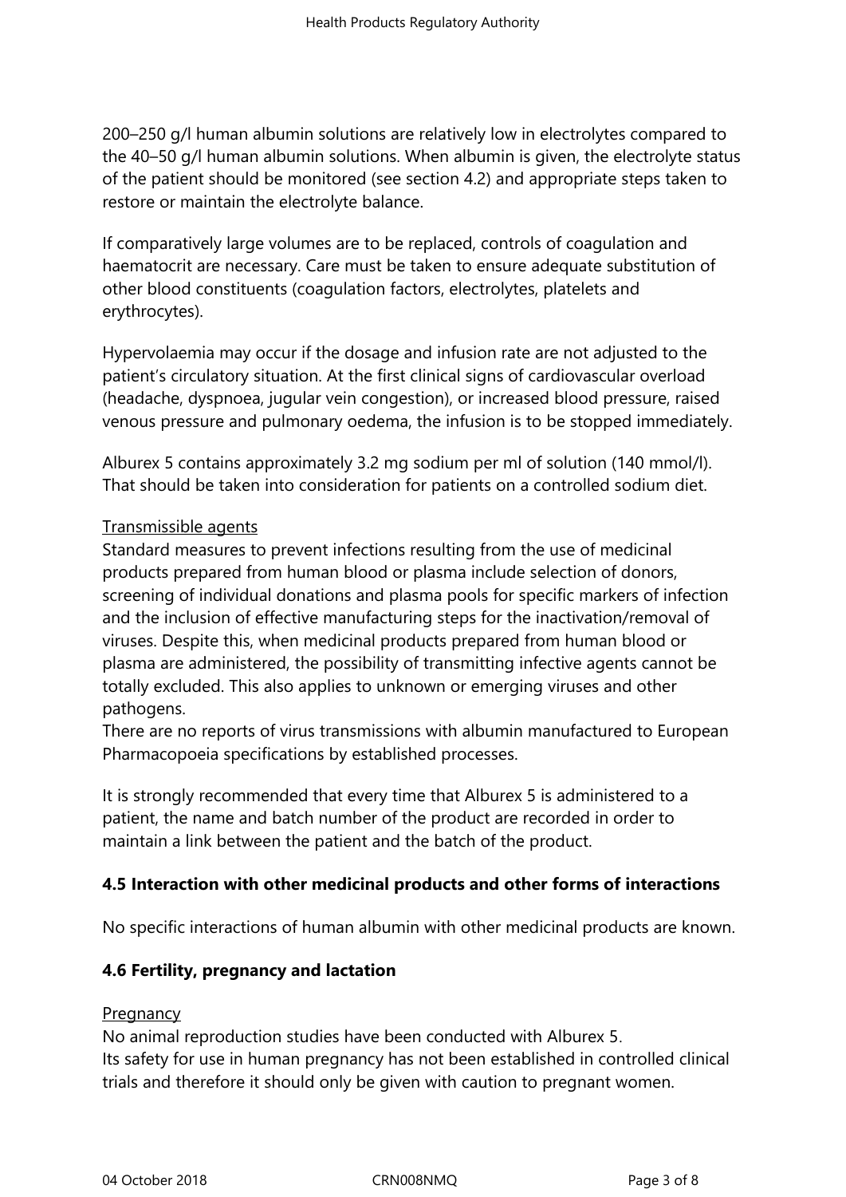200–250 g/l human albumin solutions are relatively low in electrolytes compared to the 40–50 g/l human albumin solutions. When albumin is given, the electrolyte status of the patient should be monitored (see section 4.2) and appropriate steps taken to restore or maintain the electrolyte balance.

If comparatively large volumes are to be replaced, controls of coagulation and haematocrit are necessary. Care must be taken to ensure adequate substitution of other blood constituents (coagulation factors, electrolytes, platelets and erythrocytes).

Hypervolaemia may occur if the dosage and infusion rate are not adjusted to the patient's circulatory situation. At the first clinical signs of cardiovascular overload (headache, dyspnoea, jugular vein congestion), or increased blood pressure, raised venous pressure and pulmonary oedema, the infusion is to be stopped immediately.

Alburex 5 contains approximately 3.2 mg sodium per ml of solution (140 mmol/l). That should be taken into consideration for patients on a controlled sodium diet.

Transmissible agents

Standard measures to prevent infections resulting from the use of medicinal products prepared from human blood or plasma include selection of donors, screening of individual donations and plasma pools for specific markers of infection and the inclusion of effective manufacturing steps for the inactivation/removal of viruses. Despite this, when medicinal products prepared from human blood or plasma are administered, the possibility of transmitting infective agents cannot be totally excluded. This also applies to unknown or emerging viruses and other pathogens.
There are no reports of virus transmissions with albumin manufactured to European Pharmacopoeia specifications by established processes.

It is strongly recommended that every time that Alburex 5 is administered to a patient, the name and batch number of the product are recorded in order to maintain a link between the patient and the batch of the product.

### 4.5 Interaction with other medicinal products and other forms of interactions

No specific interactions of human albumin with other medicinal products are known.

### 4.6 Fertility, pregnancy and lactation

Pregnancy

No animal reproduction studies have been conducted with Alburex 5.
Its safety for use in human pregnancy has not been established in controlled clinical trials and therefore it should only be given with caution to pregnant women.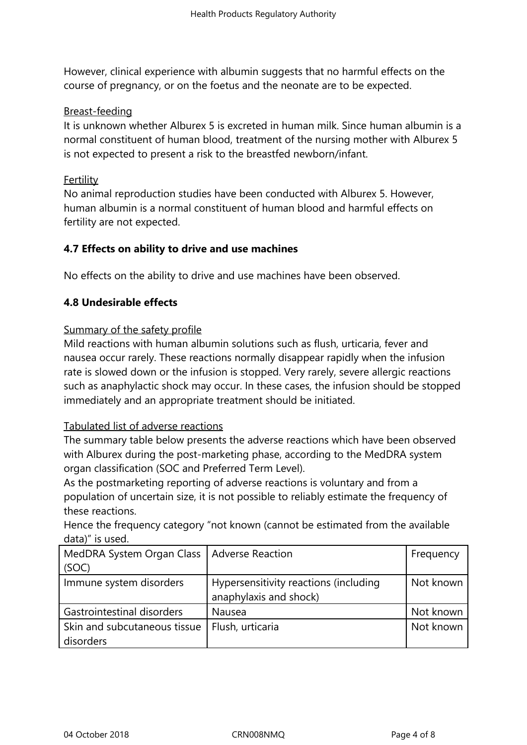However, clinical experience with albumin suggests that no harmful effects on the course of pregnancy, or on the foetus and the neonate are to be expected.

Breast-feeding
It is unknown whether Alburex 5 is excreted in human milk. Since human albumin is a normal constituent of human blood, treatment of the nursing mother with Alburex 5 is not expected to present a risk to the breastfed newborn/infant.

Fertility
No animal reproduction studies have been conducted with Alburex 5. However, human albumin is a normal constituent of human blood and harmful effects on fertility are not expected.

### 4.7 Effects on ability to drive and use machines

No effects on the ability to drive and use machines have been observed.

### 4.8 Undesirable effects

Summary of the safety profile
Mild reactions with human albumin solutions such as flush, urticaria, fever and nausea occur rarely. These reactions normally disappear rapidly when the infusion rate is slowed down or the infusion is stopped. Very rarely, severe allergic reactions such as anaphylactic shock may occur. In these cases, the infusion should be stopped immediately and an appropriate treatment should be initiated.

Tabulated list of adverse reactions
The summary table below presents the adverse reactions which have been observed with Alburex during the post-marketing phase, according to the MedDRA system organ classification (SOC and Preferred Term Level).
As the postmarketing reporting of adverse reactions is voluntary and from a population of uncertain size, it is not possible to reliably estimate the frequency of these reactions.
Hence the frequency category “not known (cannot be estimated from the available data)” is used.

| MedDRA System Organ Class (SOC) | Adverse Reaction | Frequency |
|---|---|---|
| Immune system disorders | Hypersensitivity reactions (including anaphylaxis and shock) | Not known |
| Gastrointestinal disorders | Nausea | Not known |
| Skin and subcutaneous tissue disorders | Flush, urticaria | Not known |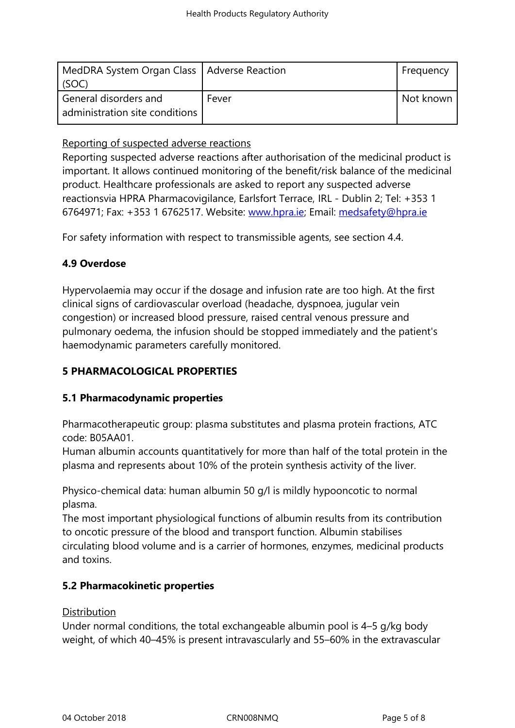| MedDRA System Organ Class (SOC) | Adverse Reaction | Frequency |
|---|---|---|
| General disorders and administration site conditions | Fever | Not known |

Reporting of suspected adverse reactions

Reporting suspected adverse reactions after authorisation of the medicinal product is important. It allows continued monitoring of the benefit/risk balance of the medicinal product. Healthcare professionals are asked to report any suspected adverse reactionsvia HPRA Pharmacovigilance, Earlsfort Terrace, IRL - Dublin 2; Tel: +353 1 6764971; Fax: +353 1 6762517. Website: www.hpra.ie; Email: medsafety@hpra.ie

For safety information with respect to transmissible agents, see section 4.4.

### 4.9 Overdose

Hypervolaemia may occur if the dosage and infusion rate are too high. At the first clinical signs of cardiovascular overload (headache, dyspnoea, jugular vein congestion) or increased blood pressure, raised central venous pressure and pulmonary oedema, the infusion should be stopped immediately and the patient's haemodynamic parameters carefully monitored.

## 5 PHARMACOLOGICAL PROPERTIES

### 5.1 Pharmacodynamic properties

Pharmacotherapeutic group: plasma substitutes and plasma protein fractions, ATC code: B05AA01.
Human albumin accounts quantitatively for more than half of the total protein in the plasma and represents about 10% of the protein synthesis activity of the liver.

Physico-chemical data: human albumin 50 g/l is mildly hypooncotic to normal plasma.
The most important physiological functions of albumin results from its contribution to oncotic pressure of the blood and transport function. Albumin stabilises circulating blood volume and is a carrier of hormones, enzymes, medicinal products and toxins.

### 5.2 Pharmacokinetic properties

Distribution

Under normal conditions, the total exchangeable albumin pool is 4–5 g/kg body weight, of which 40–45% is present intravascularly and 55–60% in the extravascular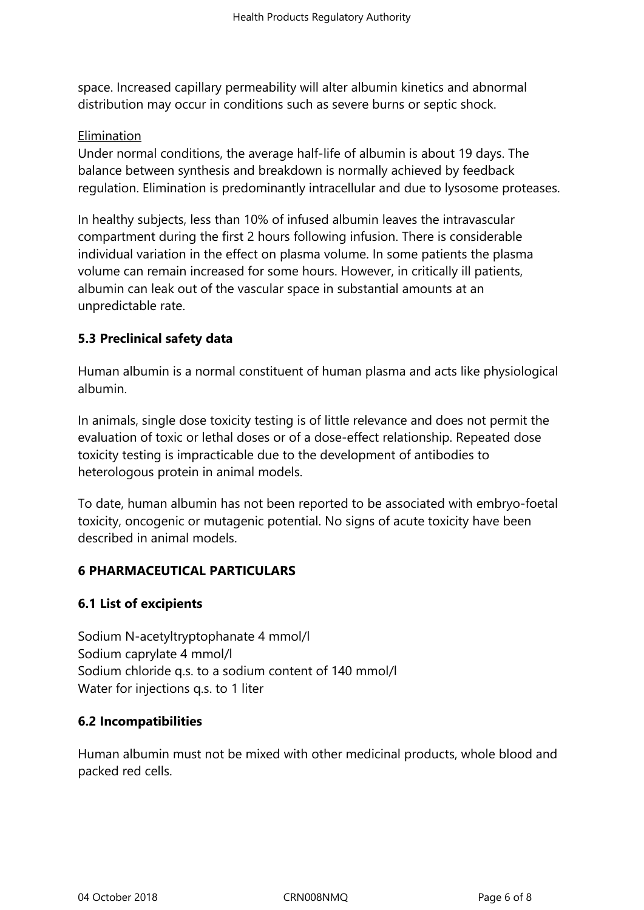space. Increased capillary permeability will alter albumin kinetics and abnormal distribution may occur in conditions such as severe burns or septic shock.

Elimination

Under normal conditions, the average half-life of albumin is about 19 days. The balance between synthesis and breakdown is normally achieved by feedback regulation. Elimination is predominantly intracellular and due to lysosome proteases.

In healthy subjects, less than 10% of infused albumin leaves the intravascular compartment during the first 2 hours following infusion. There is considerable individual variation in the effect on plasma volume. In some patients the plasma volume can remain increased for some hours. However, in critically ill patients, albumin can leak out of the vascular space in substantial amounts at an unpredictable rate.

### 5.3 Preclinical safety data

Human albumin is a normal constituent of human plasma and acts like physiological albumin.

In animals, single dose toxicity testing is of little relevance and does not permit the evaluation of toxic or lethal doses or of a dose-effect relationship. Repeated dose toxicity testing is impracticable due to the development of antibodies to heterologous protein in animal models.

To date, human albumin has not been reported to be associated with embryo-foetal toxicity, oncogenic or mutagenic potential. No signs of acute toxicity have been described in animal models.

## 6 PHARMACEUTICAL PARTICULARS

### 6.1 List of excipients

Sodium N-acetyltryptophanate 4 mmol/l
Sodium caprylate 4 mmol/l
Sodium chloride q.s. to a sodium content of 140 mmol/l
Water for injections q.s. to 1 liter

### 6.2 Incompatibilities

Human albumin must not be mixed with other medicinal products, whole blood and packed red cells.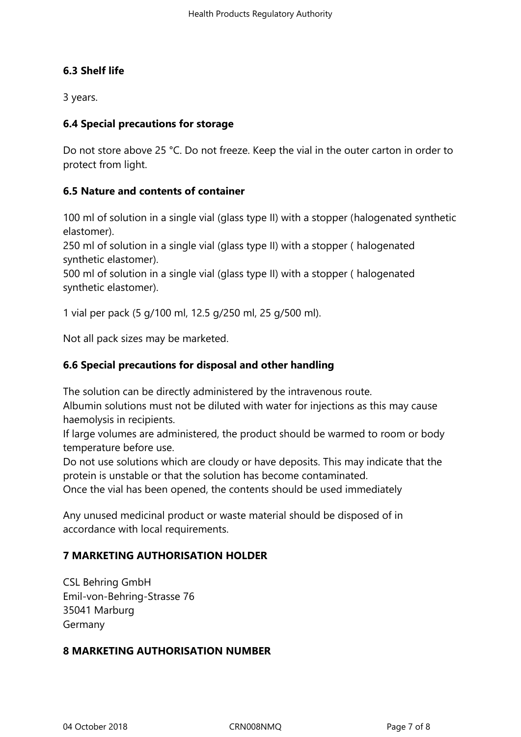### 6.3 Shelf life

3 years.

### 6.4 Special precautions for storage

Do not store above 25 °C. Do not freeze. Keep the vial in the outer carton in order to protect from light.

### 6.5 Nature and contents of container

100 ml of solution in a single vial (glass type II) with a stopper (halogenated synthetic elastomer).
250 ml of solution in a single vial (glass type II) with a stopper ( halogenated synthetic elastomer).
500 ml of solution in a single vial (glass type II) with a stopper ( halogenated synthetic elastomer).

1 vial per pack (5 g/100 ml, 12.5 g/250 ml, 25 g/500 ml).

Not all pack sizes may be marketed.

### 6.6 Special precautions for disposal and other handling

The solution can be directly administered by the intravenous route.
Albumin solutions must not be diluted with water for injections as this may cause haemolysis in recipients.
If large volumes are administered, the product should be warmed to room or body temperature before use.
Do not use solutions which are cloudy or have deposits. This may indicate that the protein is unstable or that the solution has become contaminated.
Once the vial has been opened, the contents should be used immediately

Any unused medicinal product or waste material should be disposed of in accordance with local requirements.

## 7 MARKETING AUTHORISATION HOLDER

CSL Behring GmbH
Emil-von-Behring-Strasse 76
35041 Marburg
Germany

## 8 MARKETING AUTHORISATION NUMBER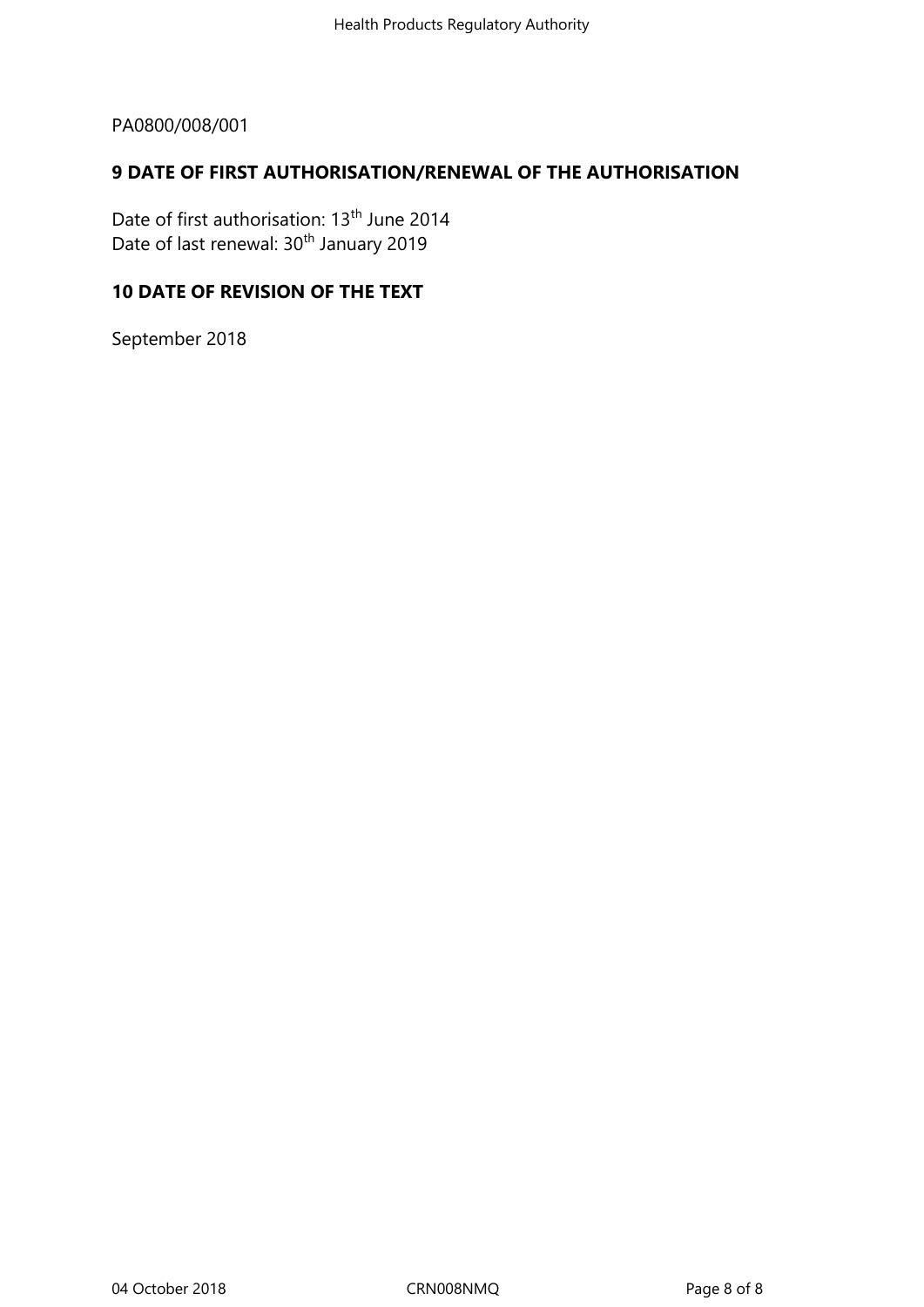PA0800/008/001

## 9 DATE OF FIRST AUTHORISATION/RENEWAL OF THE AUTHORISATION

Date of first authorisation: 13th June 2014
Date of last renewal: 30th January 2019

## 10 DATE OF REVISION OF THE TEXT

September 2018